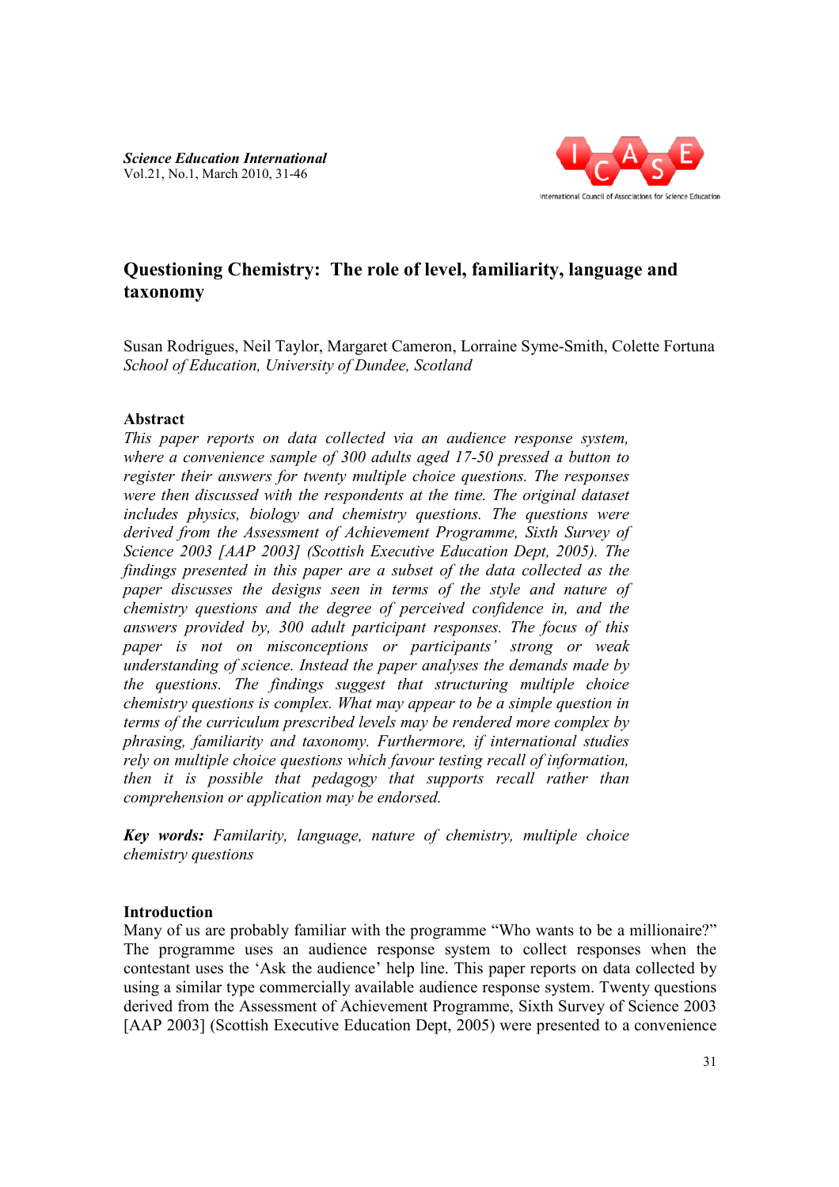# Questioning Chemistry: The role of level, familiarity, language and taxonomy

Susan Rodrigues, Neil Taylor, Margaret Cameron, Lorraine Syme-Smith, Colette Fortuna
*School of Education, University of Dundee, Scotland*

## Abstract

*This paper reports on data collected via an audience response system, where a convenience sample of 300 adults aged 17-50 pressed a button to register their answers for twenty multiple choice questions. The responses were then discussed with the respondents at the time. The original dataset includes physics, biology and chemistry questions. The questions were derived from the Assessment of Achievement Programme, Sixth Survey of Science 2003 [AAP 2003] (Scottish Executive Education Dept, 2005). The findings presented in this paper are a subset of the data collected as the paper discusses the designs seen in terms of the style and nature of chemistry questions and the degree of perceived confidence in, and the answers provided by, 300 adult participant responses. The focus of this paper is not on misconceptions or participants' strong or weak understanding of science. Instead the paper analyses the demands made by the questions. The findings suggest that structuring multiple choice chemistry questions is complex. What may appear to be a simple question in terms of the curriculum prescribed levels may be rendered more complex by phrasing, familiarity and taxonomy. Furthermore, if international studies rely on multiple choice questions which favour testing recall of information, then it is possible that pedagogy that supports recall rather than comprehension or application may be endorsed.*

***Key words:*** *Familiarity, language, nature of chemistry, multiple choice chemistry questions*

## Introduction

Many of us are probably familiar with the programme "Who wants to be a millionaire?" The programme uses an audience response system to collect responses when the contestant uses the 'Ask the audience' help line. This paper reports on data collected by using a similar type commercially available audience response system. Twenty questions derived from the Assessment of Achievement Programme, Sixth Survey of Science 2003 [AAP 2003] (Scottish Executive Education Dept, 2005) were presented to a convenience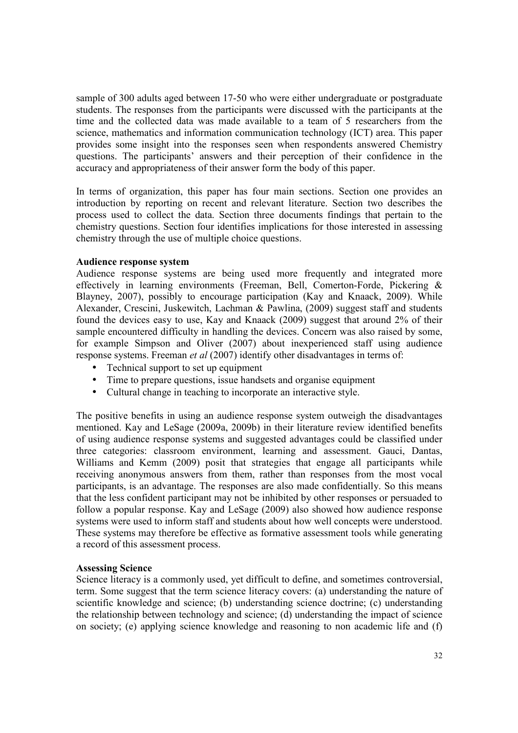sample of 300 adults aged between 17-50 who were either undergraduate or postgraduate students. The responses from the participants were discussed with the participants at the time and the collected data was made available to a team of 5 researchers from the science, mathematics and information communication technology (ICT) area. This paper provides some insight into the responses seen when respondents answered Chemistry questions. The participants' answers and their perception of their confidence in the accuracy and appropriateness of their answer form the body of this paper.

In terms of organization, this paper has four main sections. Section one provides an introduction by reporting on recent and relevant literature. Section two describes the process used to collect the data. Section three documents findings that pertain to the chemistry questions. Section four identifies implications for those interested in assessing chemistry through the use of multiple choice questions.

**Audience response system**

Audience response systems are being used more frequently and integrated more effectively in learning environments (Freeman, Bell, Comerton-Forde, Pickering & Blayney, 2007), possibly to encourage participation (Kay and Knaack, 2009). While Alexander, Crescini, Juskewitch, Lachman & Pawlina, (2009) suggest staff and students found the devices easy to use, Kay and Knaack (2009) suggest that around 2% of their sample encountered difficulty in handling the devices. Concern was also raised by some, for example Simpson and Oliver (2007) about inexperienced staff using audience response systems. Freeman *et al* (2007) identify other disadvantages in terms of:

- Technical support to set up equipment
- Time to prepare questions, issue handsets and organise equipment
- Cultural change in teaching to incorporate an interactive style.

The positive benefits in using an audience response system outweigh the disadvantages mentioned. Kay and LeSage (2009a, 2009b) in their literature review identified benefits of using audience response systems and suggested advantages could be classified under three categories: classroom environment, learning and assessment. Gauci, Dantas, Williams and Kemm (2009) posit that strategies that engage all participants while receiving anonymous answers from them, rather than responses from the most vocal participants, is an advantage. The responses are also made confidentially. So this means that the less confident participant may not be inhibited by other responses or persuaded to follow a popular response. Kay and LeSage (2009) also showed how audience response systems were used to inform staff and students about how well concepts were understood. These systems may therefore be effective as formative assessment tools while generating a record of this assessment process.

**Assessing Science**

Science literacy is a commonly used, yet difficult to define, and sometimes controversial, term. Some suggest that the term science literacy covers: (a) understanding the nature of scientific knowledge and science; (b) understanding science doctrine; (c) understanding the relationship between technology and science; (d) understanding the impact of science on society; (e) applying science knowledge and reasoning to non academic life and (f)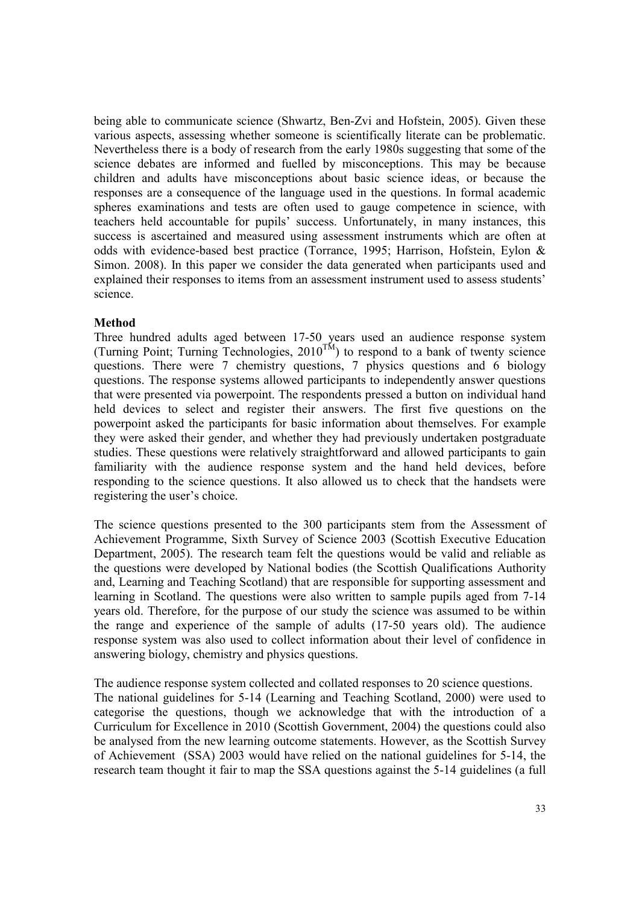being able to communicate science (Shwartz, Ben-Zvi and Hofstein, 2005). Given these various aspects, assessing whether someone is scientifically literate can be problematic. Nevertheless there is a body of research from the early 1980s suggesting that some of the science debates are informed and fuelled by misconceptions. This may be because children and adults have misconceptions about basic science ideas, or because the responses are a consequence of the language used in the questions. In formal academic spheres examinations and tests are often used to gauge competence in science, with teachers held accountable for pupils' success. Unfortunately, in many instances, this success is ascertained and measured using assessment instruments which are often at odds with evidence-based best practice (Torrance, 1995; Harrison, Hofstein, Eylon & Simon. 2008). In this paper we consider the data generated when participants used and explained their responses to items from an assessment instrument used to assess students' science.

**Method**

Three hundred adults aged between 17-50 years used an audience response system (Turning Point; Turning Technologies, 2010™) to respond to a bank of twenty science questions. There were 7 chemistry questions, 7 physics questions and 6 biology questions. The response systems allowed participants to independently answer questions that were presented via powerpoint. The respondents pressed a button on individual hand held devices to select and register their answers. The first five questions on the powerpoint asked the participants for basic information about themselves. For example they were asked their gender, and whether they had previously undertaken postgraduate studies. These questions were relatively straightforward and allowed participants to gain familiarity with the audience response system and the hand held devices, before responding to the science questions. It also allowed us to check that the handsets were registering the user's choice.

The science questions presented to the 300 participants stem from the Assessment of Achievement Programme, Sixth Survey of Science 2003 (Scottish Executive Education Department, 2005). The research team felt the questions would be valid and reliable as the questions were developed by National bodies (the Scottish Qualifications Authority and, Learning and Teaching Scotland) that are responsible for supporting assessment and learning in Scotland. The questions were also written to sample pupils aged from 7-14 years old. Therefore, for the purpose of our study the science was assumed to be within the range and experience of the sample of adults (17-50 years old). The audience response system was also used to collect information about their level of confidence in answering biology, chemistry and physics questions.

The audience response system collected and collated responses to 20 science questions. The national guidelines for 5-14 (Learning and Teaching Scotland, 2000) were used to categorise the questions, though we acknowledge that with the introduction of a Curriculum for Excellence in 2010 (Scottish Government, 2004) the questions could also be analysed from the new learning outcome statements. However, as the Scottish Survey of Achievement (SSA) 2003 would have relied on the national guidelines for 5-14, the research team thought it fair to map the SSA questions against the 5-14 guidelines (a full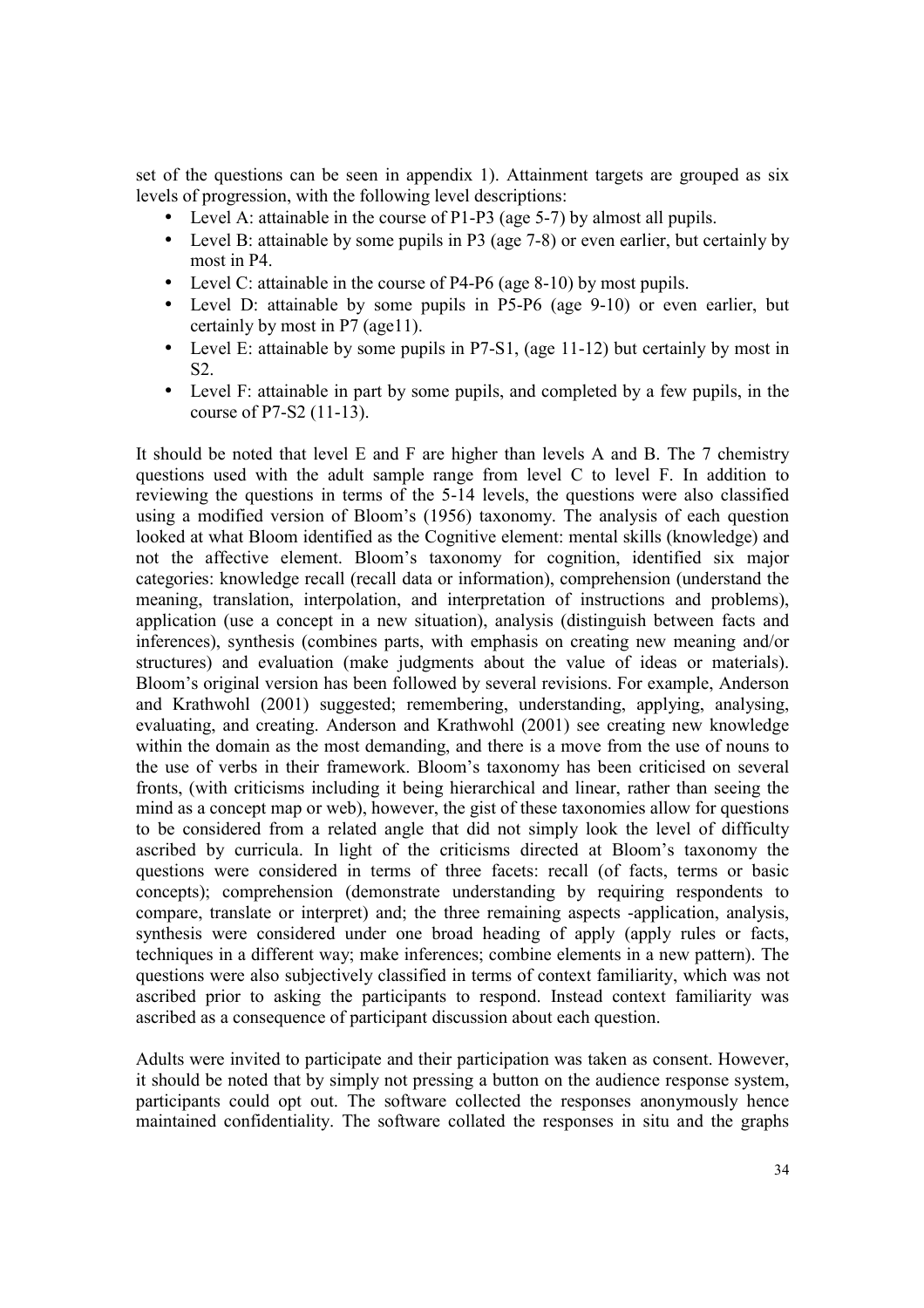set of the questions can be seen in appendix 1). Attainment targets are grouped as six levels of progression, with the following level descriptions:

- Level A: attainable in the course of P1-P3 (age 5-7) by almost all pupils.
- Level B: attainable by some pupils in P3 (age 7-8) or even earlier, but certainly by most in P4.
- Level C: attainable in the course of P4-P6 (age 8-10) by most pupils.
- Level D: attainable by some pupils in P5-P6 (age 9-10) or even earlier, but certainly by most in P7 (age11).
- Level E: attainable by some pupils in P7-S1, (age 11-12) but certainly by most in S2.
- Level F: attainable in part by some pupils, and completed by a few pupils, in the course of P7-S2 (11-13).

It should be noted that level E and F are higher than levels A and B. The 7 chemistry questions used with the adult sample range from level C to level F. In addition to reviewing the questions in terms of the 5-14 levels, the questions were also classified using a modified version of Bloom's (1956) taxonomy. The analysis of each question looked at what Bloom identified as the Cognitive element: mental skills (knowledge) and not the affective element. Bloom's taxonomy for cognition, identified six major categories: knowledge recall (recall data or information), comprehension (understand the meaning, translation, interpolation, and interpretation of instructions and problems), application (use a concept in a new situation), analysis (distinguish between facts and inferences), synthesis (combines parts, with emphasis on creating new meaning and/or structures) and evaluation (make judgments about the value of ideas or materials). Bloom's original version has been followed by several revisions. For example, Anderson and Krathwohl (2001) suggested; remembering, understanding, applying, analysing, evaluating, and creating. Anderson and Krathwohl (2001) see creating new knowledge within the domain as the most demanding, and there is a move from the use of nouns to the use of verbs in their framework. Bloom's taxonomy has been criticised on several fronts, (with criticisms including it being hierarchical and linear, rather than seeing the mind as a concept map or web), however, the gist of these taxonomies allow for questions to be considered from a related angle that did not simply look the level of difficulty ascribed by curricula. In light of the criticisms directed at Bloom's taxonomy the questions were considered in terms of three facets: recall (of facts, terms or basic concepts); comprehension (demonstrate understanding by requiring respondents to compare, translate or interpret) and; the three remaining aspects -application, analysis, synthesis were considered under one broad heading of apply (apply rules or facts, techniques in a different way; make inferences; combine elements in a new pattern). The questions were also subjectively classified in terms of context familiarity, which was not ascribed prior to asking the participants to respond. Instead context familiarity was ascribed as a consequence of participant discussion about each question.

Adults were invited to participate and their participation was taken as consent. However, it should be noted that by simply not pressing a button on the audience response system, participants could opt out. The software collected the responses anonymously hence maintained confidentiality. The software collated the responses in situ and the graphs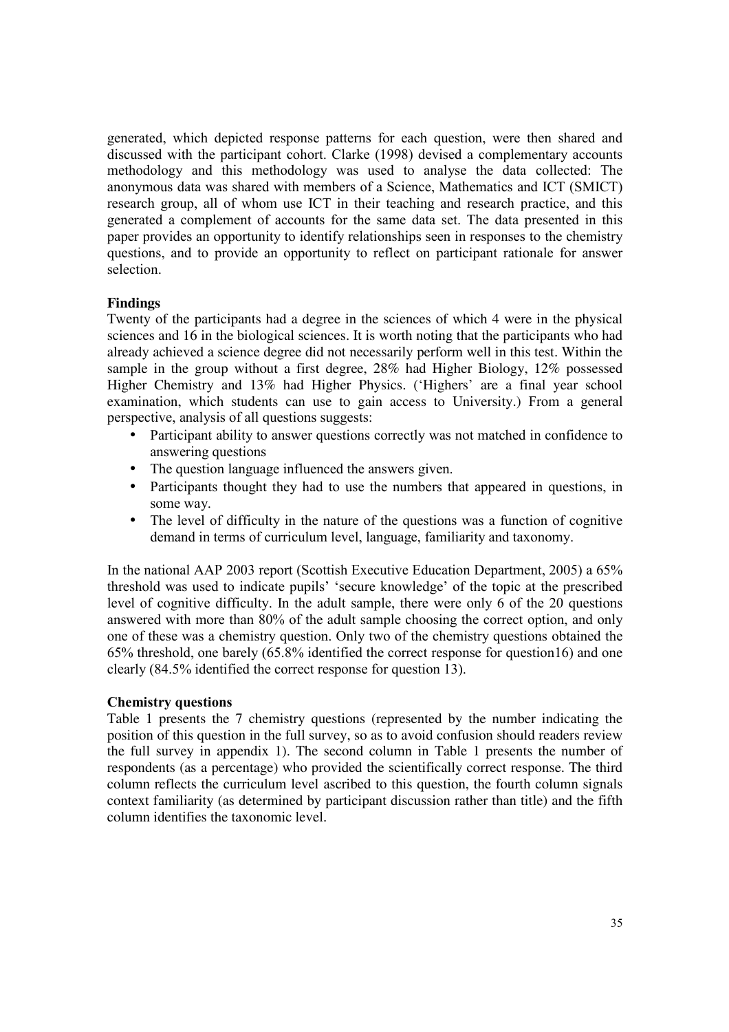generated, which depicted response patterns for each question, were then shared and discussed with the participant cohort. Clarke (1998) devised a complementary accounts methodology and this methodology was used to analyse the data collected: The anonymous data was shared with members of a Science, Mathematics and ICT (SMICT) research group, all of whom use ICT in their teaching and research practice, and this generated a complement of accounts for the same data set. The data presented in this paper provides an opportunity to identify relationships seen in responses to the chemistry questions, and to provide an opportunity to reflect on participant rationale for answer selection.

**Findings**

Twenty of the participants had a degree in the sciences of which 4 were in the physical sciences and 16 in the biological sciences. It is worth noting that the participants who had already achieved a science degree did not necessarily perform well in this test. Within the sample in the group without a first degree, 28% had Higher Biology, 12% possessed Higher Chemistry and 13% had Higher Physics. ('Highers' are a final year school examination, which students can use to gain access to University.) From a general perspective, analysis of all questions suggests:

- Participant ability to answer questions correctly was not matched in confidence to answering questions
- The question language influenced the answers given.
- Participants thought they had to use the numbers that appeared in questions, in some way.
- The level of difficulty in the nature of the questions was a function of cognitive demand in terms of curriculum level, language, familiarity and taxonomy.

In the national AAP 2003 report (Scottish Executive Education Department, 2005) a 65% threshold was used to indicate pupils' 'secure knowledge' of the topic at the prescribed level of cognitive difficulty. In the adult sample, there were only 6 of the 20 questions answered with more than 80% of the adult sample choosing the correct option, and only one of these was a chemistry question. Only two of the chemistry questions obtained the 65% threshold, one barely (65.8% identified the correct response for question16) and one clearly (84.5% identified the correct response for question 13).

**Chemistry questions**

Table 1 presents the 7 chemistry questions (represented by the number indicating the position of this question in the full survey, so as to avoid confusion should readers review the full survey in appendix 1). The second column in Table 1 presents the number of respondents (as a percentage) who provided the scientifically correct response. The third column reflects the curriculum level ascribed to this question, the fourth column signals context familiarity (as determined by participant discussion rather than title) and the fifth column identifies the taxonomic level.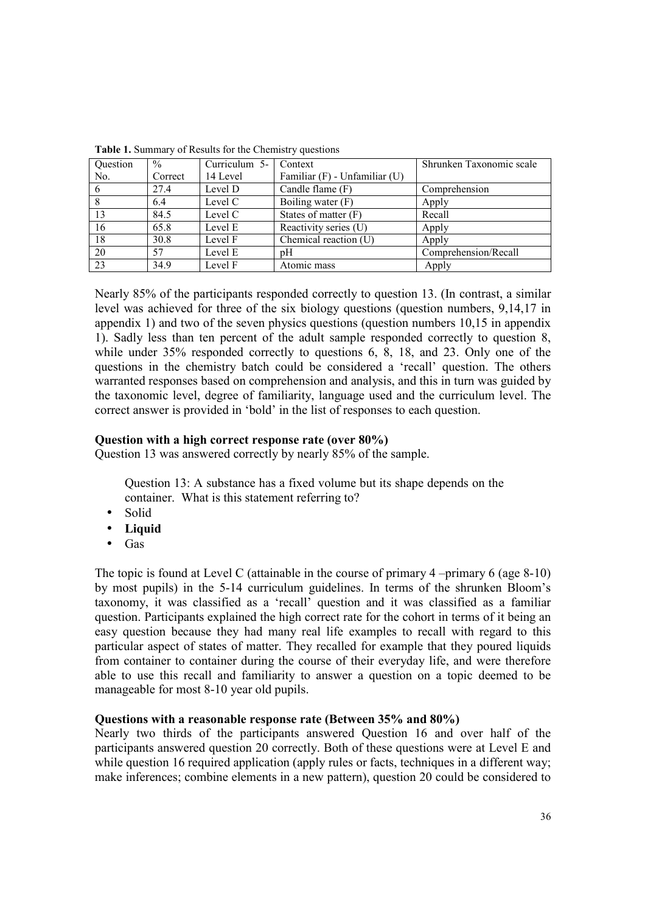**Table 1.** Summary of Results for the Chemistry questions

| Question No. | % Correct | Curriculum 5-14 Level | Context Familiar (F) - Unfamiliar (U) | Shrunken Taxonomic scale |
|---|---|---|---|---|
| 6 | 27.4 | Level D | Candle flame (F) | Comprehension |
| 8 | 6.4 | Level C | Boiling water (F) | Apply |
| 13 | 84.5 | Level C | States of matter (F) | Recall |
| 16 | 65.8 | Level E | Reactivity series (U) | Apply |
| 18 | 30.8 | Level F | Chemical reaction (U) | Apply |
| 20 | 57 | Level E | pH | Comprehension/Recall |
| 23 | 34.9 | Level F | Atomic mass | Apply |

Nearly 85% of the participants responded correctly to question 13. (In contrast, a similar level was achieved for three of the six biology questions (question numbers, 9,14,17 in appendix 1) and two of the seven physics questions (question numbers 10,15 in appendix 1). Sadly less than ten percent of the adult sample responded correctly to question 8, while under 35% responded correctly to questions 6, 8, 18, and 23. Only one of the questions in the chemistry batch could be considered a 'recall' question. The others warranted responses based on comprehension and analysis, and this in turn was guided by the taxonomic level, degree of familiarity, language used and the curriculum level. The correct answer is provided in 'bold' in the list of responses to each question.

**Question with a high correct response rate (over 80%)**

Question 13 was answered correctly by nearly 85% of the sample.

> Question 13: A substance has a fixed volume but its shape depends on the container. What is this statement referring to?

- Solid
- **Liquid**
- Gas

The topic is found at Level C (attainable in the course of primary 4 –primary 6 (age 8-10) by most pupils) in the 5-14 curriculum guidelines. In terms of the shrunken Bloom's taxonomy, it was classified as a 'recall' question and it was classified as a familiar question. Participants explained the high correct rate for the cohort in terms of it being an easy question because they had many real life examples to recall with regard to this particular aspect of states of matter. They recalled for example that they poured liquids from container to container during the course of their everyday life, and were therefore able to use this recall and familiarity to answer a question on a topic deemed to be manageable for most 8-10 year old pupils.

**Questions with a reasonable response rate (Between 35% and 80%)**

Nearly two thirds of the participants answered Question 16 and over half of the participants answered question 20 correctly. Both of these questions were at Level E and while question 16 required application (apply rules or facts, techniques in a different way; make inferences; combine elements in a new pattern), question 20 could be considered to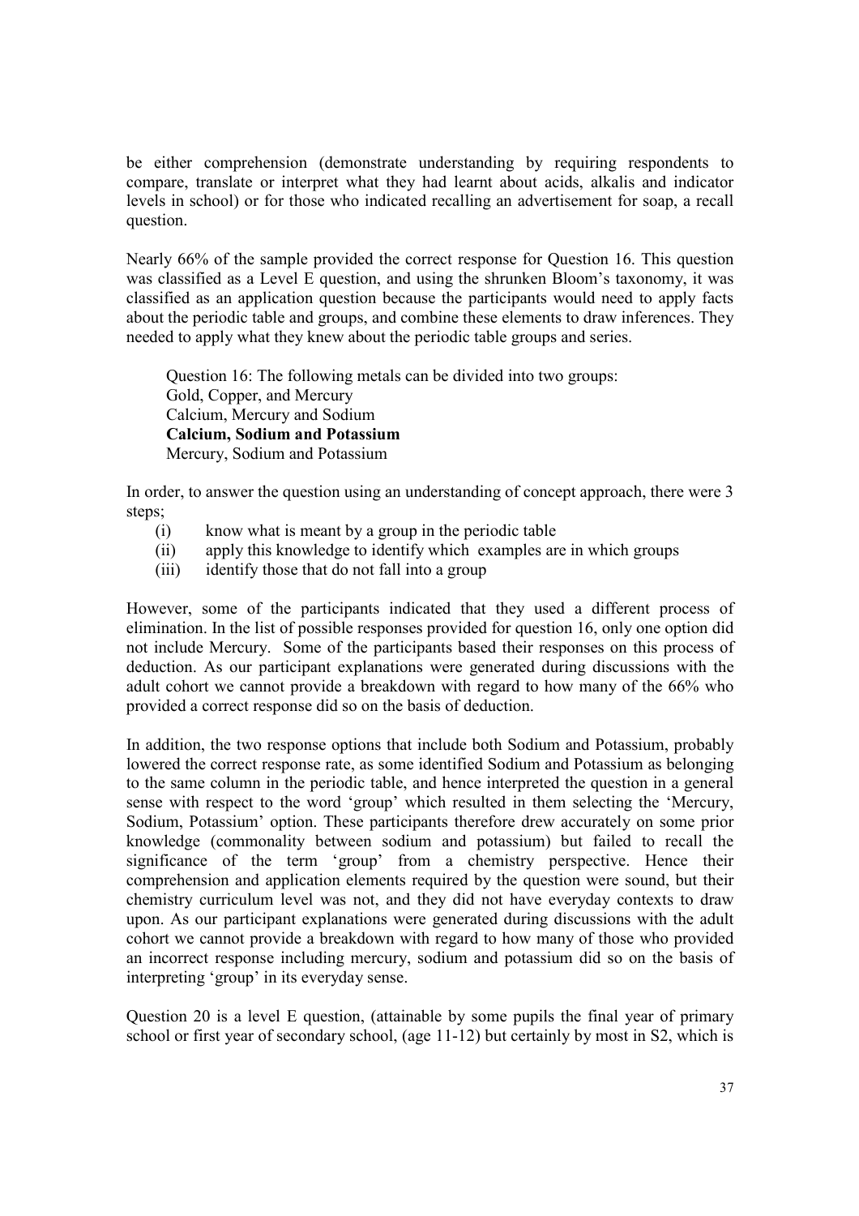be either comprehension (demonstrate understanding by requiring respondents to compare, translate or interpret what they had learnt about acids, alkalis and indicator levels in school) or for those who indicated recalling an advertisement for soap, a recall question.

Nearly 66% of the sample provided the correct response for Question 16. This question was classified as a Level E question, and using the shrunken Bloom's taxonomy, it was classified as an application question because the participants would need to apply facts about the periodic table and groups, and combine these elements to draw inferences. They needed to apply what they knew about the periodic table groups and series.

> Question 16: The following metals can be divided into two groups:
> Gold, Copper, and Mercury
> Calcium, Mercury and Sodium
> **Calcium, Sodium and Potassium**
> Mercury, Sodium and Potassium

In order, to answer the question using an understanding of concept approach, there were 3 steps;

(i) know what is meant by a group in the periodic table
(ii) apply this knowledge to identify which examples are in which groups
(iii) identify those that do not fall into a group

However, some of the participants indicated that they used a different process of elimination. In the list of possible responses provided for question 16, only one option did not include Mercury. Some of the participants based their responses on this process of deduction. As our participant explanations were generated during discussions with the adult cohort we cannot provide a breakdown with regard to how many of the 66% who provided a correct response did so on the basis of deduction.

In addition, the two response options that include both Sodium and Potassium, probably lowered the correct response rate, as some identified Sodium and Potassium as belonging to the same column in the periodic table, and hence interpreted the question in a general sense with respect to the word 'group' which resulted in them selecting the 'Mercury, Sodium, Potassium' option. These participants therefore drew accurately on some prior knowledge (commonality between sodium and potassium) but failed to recall the significance of the term 'group' from a chemistry perspective. Hence their comprehension and application elements required by the question were sound, but their chemistry curriculum level was not, and they did not have everyday contexts to draw upon. As our participant explanations were generated during discussions with the adult cohort we cannot provide a breakdown with regard to how many of those who provided an incorrect response including mercury, sodium and potassium did so on the basis of interpreting 'group' in its everyday sense.

Question 20 is a level E question, (attainable by some pupils the final year of primary school or first year of secondary school, (age 11-12) but certainly by most in S2, which is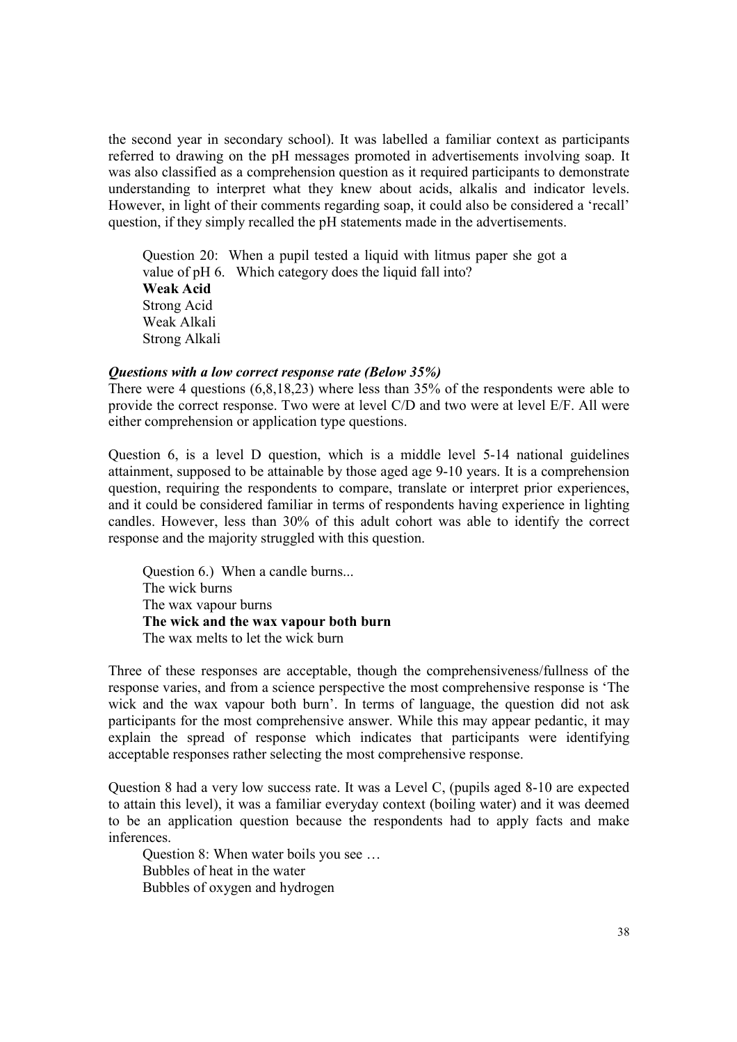the second year in secondary school). It was labelled a familiar context as participants referred to drawing on the pH messages promoted in advertisements involving soap. It was also classified as a comprehension question as it required participants to demonstrate understanding to interpret what they knew about acids, alkalis and indicator levels. However, in light of their comments regarding soap, it could also be considered a 'recall' question, if they simply recalled the pH statements made in the advertisements.

> Question 20: When a pupil tested a liquid with litmus paper she got a value of pH 6. Which category does the liquid fall into?
> **Weak Acid**
> Strong Acid
> Weak Alkali
> Strong Alkali

***Questions with a low correct response rate (Below 35%)***

There were 4 questions (6,8,18,23) where less than 35% of the respondents were able to provide the correct response. Two were at level C/D and two were at level E/F. All were either comprehension or application type questions.

Question 6, is a level D question, which is a middle level 5-14 national guidelines attainment, supposed to be attainable by those aged age 9-10 years. It is a comprehension question, requiring the respondents to compare, translate or interpret prior experiences, and it could be considered familiar in terms of respondents having experience in lighting candles. However, less than 30% of this adult cohort was able to identify the correct response and the majority struggled with this question.

> Question 6.) When a candle burns...
> The wick burns
> The wax vapour burns
> **The wick and the wax vapour both burn**
> The wax melts to let the wick burn

Three of these responses are acceptable, though the comprehensiveness/fullness of the response varies, and from a science perspective the most comprehensive response is 'The wick and the wax vapour both burn'. In terms of language, the question did not ask participants for the most comprehensive answer. While this may appear pedantic, it may explain the spread of response which indicates that participants were identifying acceptable responses rather selecting the most comprehensive response.

Question 8 had a very low success rate. It was a Level C, (pupils aged 8-10 are expected to attain this level), it was a familiar everyday context (boiling water) and it was deemed to be an application question because the respondents had to apply facts and make inferences.

> Question 8: When water boils you see …
> Bubbles of heat in the water
> Bubbles of oxygen and hydrogen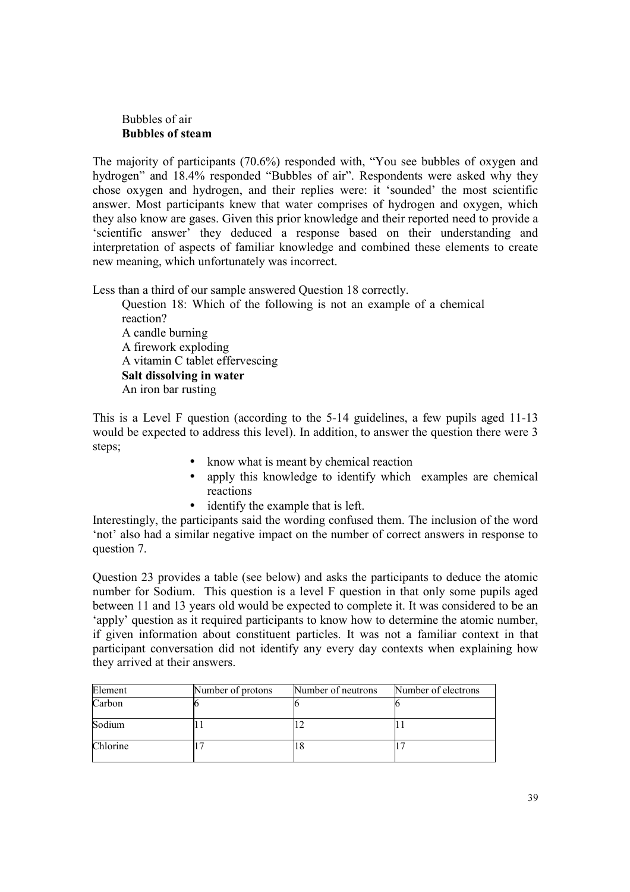Bubbles of air
**Bubbles of steam**

The majority of participants (70.6%) responded with, "You see bubbles of oxygen and hydrogen" and 18.4% responded "Bubbles of air". Respondents were asked why they chose oxygen and hydrogen, and their replies were: it 'sounded' the most scientific answer. Most participants knew that water comprises of hydrogen and oxygen, which they also know are gases. Given this prior knowledge and their reported need to provide a 'scientific answer' they deduced a response based on their understanding and interpretation of aspects of familiar knowledge and combined these elements to create new meaning, which unfortunately was incorrect.

Less than a third of our sample answered Question 18 correctly.

Question 18: Which of the following is not an example of a chemical reaction?
A candle burning
A firework exploding
A vitamin C tablet effervescing
**Salt dissolving in water**
An iron bar rusting

This is a Level F question (according to the 5-14 guidelines, a few pupils aged 11-13 would be expected to address this level). In addition, to answer the question there were 3 steps;

- know what is meant by chemical reaction
- apply this knowledge to identify which examples are chemical reactions
- identify the example that is left.

Interestingly, the participants said the wording confused them. The inclusion of the word 'not' also had a similar negative impact on the number of correct answers in response to question 7.

Question 23 provides a table (see below) and asks the participants to deduce the atomic number for Sodium. This question is a level F question in that only some pupils aged between 11 and 13 years old would be expected to complete it. It was considered to be an 'apply' question as it required participants to know how to determine the atomic number, if given information about constituent particles. It was not a familiar context in that participant conversation did not identify any every day contexts when explaining how they arrived at their answers.

| Element | Number of protons | Number of neutrons | Number of electrons |
| --- | --- | --- | --- |
| Carbon | 6 | 6 | 6 |
| Sodium | 11 | 12 | 11 |
| Chlorine | 17 | 18 | 17 |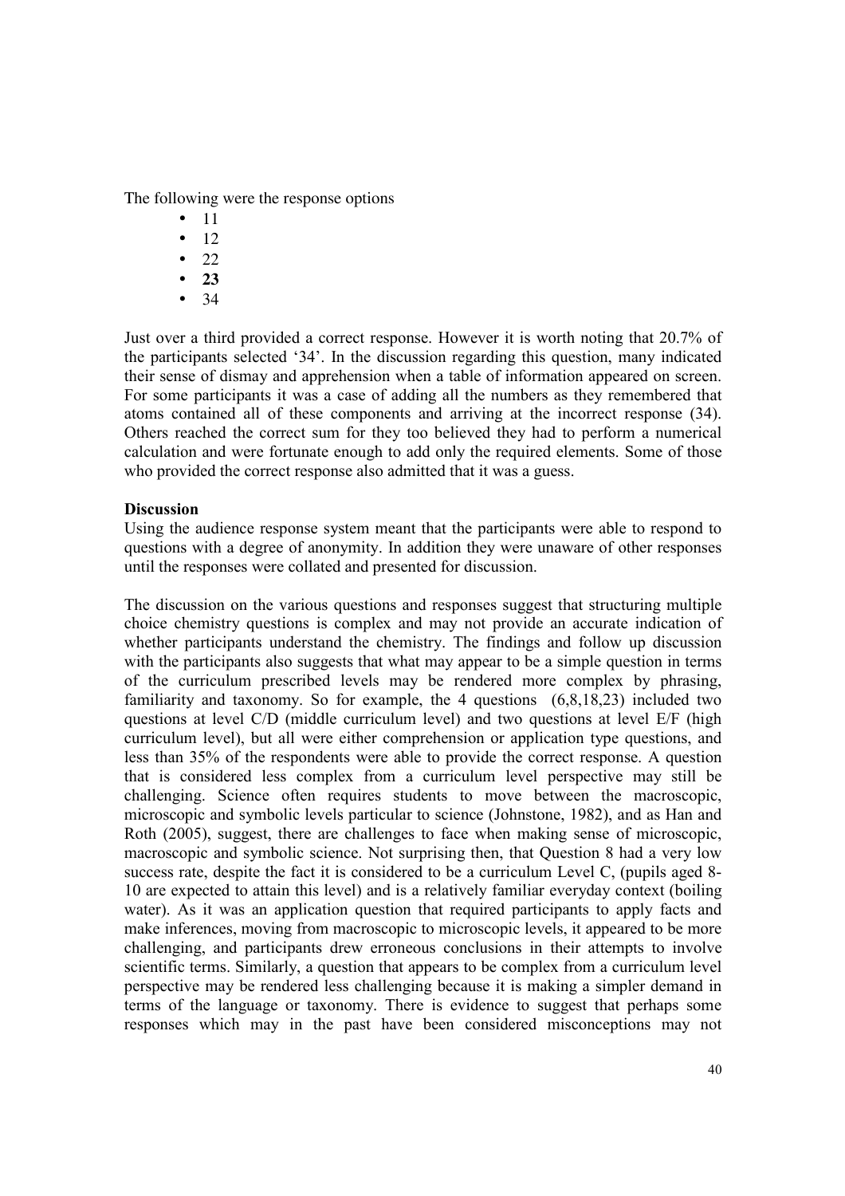The following were the response options

- 11
- 12
- 22
- **23**
- 34

Just over a third provided a correct response. However it is worth noting that 20.7% of the participants selected '34'. In the discussion regarding this question, many indicated their sense of dismay and apprehension when a table of information appeared on screen. For some participants it was a case of adding all the numbers as they remembered that atoms contained all of these components and arriving at the incorrect response (34). Others reached the correct sum for they too believed they had to perform a numerical calculation and were fortunate enough to add only the required elements. Some of those who provided the correct response also admitted that it was a guess.

**Discussion**

Using the audience response system meant that the participants were able to respond to questions with a degree of anonymity. In addition they were unaware of other responses until the responses were collated and presented for discussion.

The discussion on the various questions and responses suggest that structuring multiple choice chemistry questions is complex and may not provide an accurate indication of whether participants understand the chemistry. The findings and follow up discussion with the participants also suggests that what may appear to be a simple question in terms of the curriculum prescribed levels may be rendered more complex by phrasing, familiarity and taxonomy. So for example, the 4 questions (6,8,18,23) included two questions at level C/D (middle curriculum level) and two questions at level E/F (high curriculum level), but all were either comprehension or application type questions, and less than 35% of the respondents were able to provide the correct response. A question that is considered less complex from a curriculum level perspective may still be challenging. Science often requires students to move between the macroscopic, microscopic and symbolic levels particular to science (Johnstone, 1982), and as Han and Roth (2005), suggest, there are challenges to face when making sense of microscopic, macroscopic and symbolic science. Not surprising then, that Question 8 had a very low success rate, despite the fact it is considered to be a curriculum Level C, (pupils aged 8-10 are expected to attain this level) and is a relatively familiar everyday context (boiling water). As it was an application question that required participants to apply facts and make inferences, moving from macroscopic to microscopic levels, it appeared to be more challenging, and participants drew erroneous conclusions in their attempts to involve scientific terms. Similarly, a question that appears to be complex from a curriculum level perspective may be rendered less challenging because it is making a simpler demand in terms of the language or taxonomy. There is evidence to suggest that perhaps some responses which may in the past have been considered misconceptions may not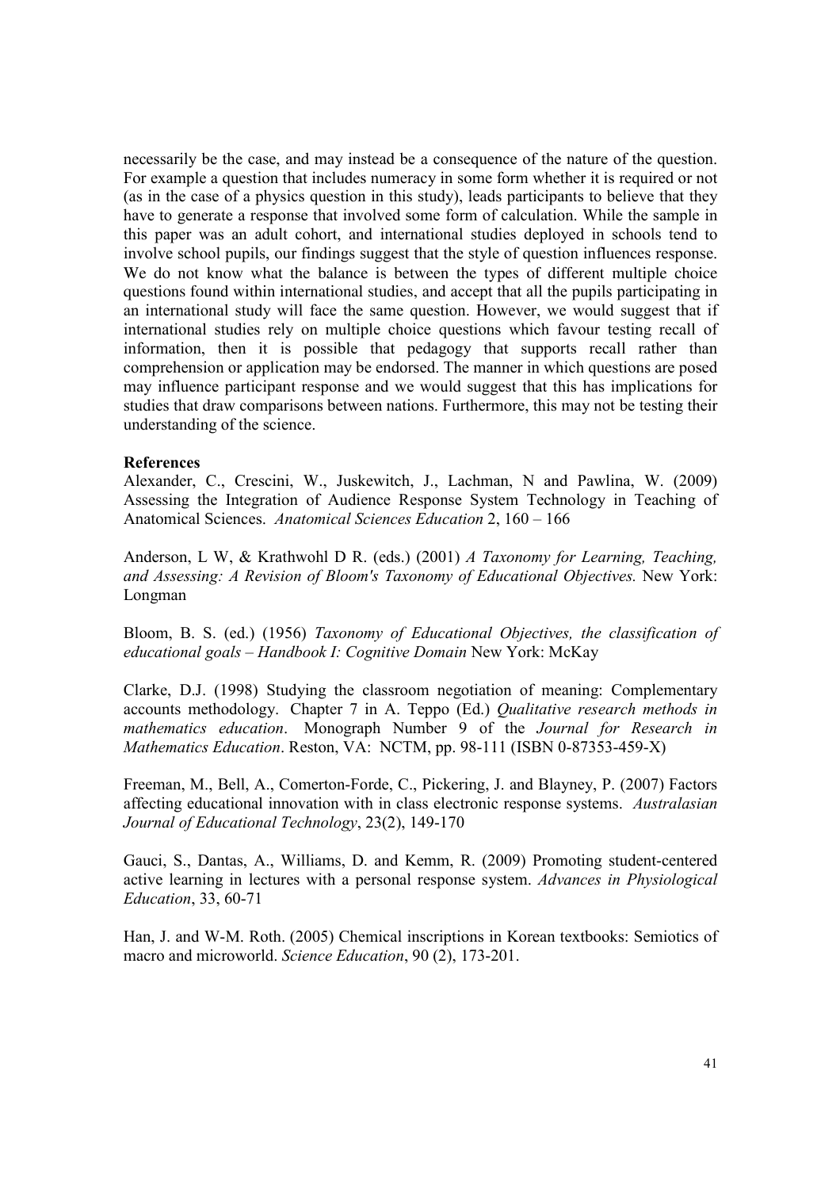necessarily be the case, and may instead be a consequence of the nature of the question. For example a question that includes numeracy in some form whether it is required or not (as in the case of a physics question in this study), leads participants to believe that they have to generate a response that involved some form of calculation. While the sample in this paper was an adult cohort, and international studies deployed in schools tend to involve school pupils, our findings suggest that the style of question influences response. We do not know what the balance is between the types of different multiple choice questions found within international studies, and accept that all the pupils participating in an international study will face the same question. However, we would suggest that if international studies rely on multiple choice questions which favour testing recall of information, then it is possible that pedagogy that supports recall rather than comprehension or application may be endorsed. The manner in which questions are posed may influence participant response and we would suggest that this has implications for studies that draw comparisons between nations. Furthermore, this may not be testing their understanding of the science.

**References**

Alexander, C., Crescini, W., Juskewitch, J., Lachman, N and Pawlina, W. (2009) Assessing the Integration of Audience Response System Technology in Teaching of Anatomical Sciences. *Anatomical Sciences Education* 2, 160 – 166

Anderson, L W, & Krathwohl D R. (eds.) (2001) *A Taxonomy for Learning, Teaching, and Assessing: A Revision of Bloom's Taxonomy of Educational Objectives.* New York: Longman

Bloom, B. S. (ed.) (1956) *Taxonomy of Educational Objectives, the classification of educational goals – Handbook I: Cognitive Domain* New York: McKay

Clarke, D.J. (1998) Studying the classroom negotiation of meaning: Complementary accounts methodology. Chapter 7 in A. Teppo (Ed.) *Qualitative research methods in mathematics education*. Monograph Number 9 of the *Journal for Research in Mathematics Education*. Reston, VA: NCTM, pp. 98-111 (ISBN 0-87353-459-X)

Freeman, M., Bell, A., Comerton-Forde, C., Pickering, J. and Blayney, P. (2007) Factors affecting educational innovation with in class electronic response systems. *Australasian Journal of Educational Technology*, 23(2), 149-170

Gauci, S., Dantas, A., Williams, D. and Kemm, R. (2009) Promoting student-centered active learning in lectures with a personal response system. *Advances in Physiological Education*, 33, 60-71

Han, J. and W-M. Roth. (2005) Chemical inscriptions in Korean textbooks: Semiotics of macro and microworld. *Science Education*, 90 (2), 173-201.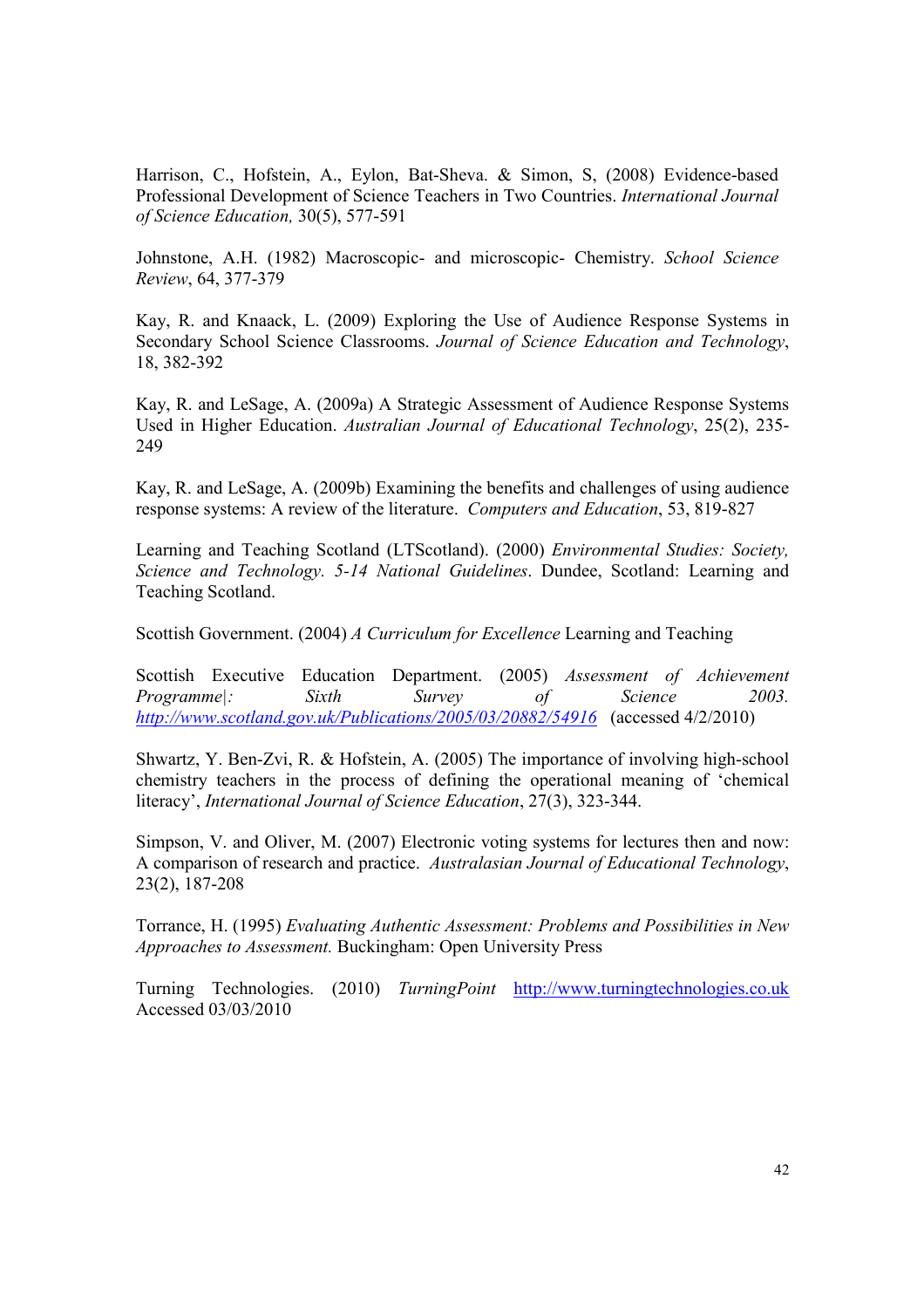Harrison, C., Hofstein, A., Eylon, Bat-Sheva. & Simon, S, (2008) Evidence-based Professional Development of Science Teachers in Two Countries. *International Journal of Science Education,* 30(5), 577-591

Johnstone, A.H. (1982) Macroscopic- and microscopic- Chemistry. *School Science Review*, 64, 377-379

Kay, R. and Knaack, L. (2009) Exploring the Use of Audience Response Systems in Secondary School Science Classrooms. *Journal of Science Education and Technology*, 18, 382-392

Kay, R. and LeSage, A. (2009a) A Strategic Assessment of Audience Response Systems Used in Higher Education. *Australian Journal of Educational Technology*, 25(2), 235-249

Kay, R. and LeSage, A. (2009b) Examining the benefits and challenges of using audience response systems: A review of the literature. *Computers and Education*, 53, 819-827

Learning and Teaching Scotland (LTScotland). (2000) *Environmental Studies: Society, Science and Technology. 5-14 National Guidelines*. Dundee, Scotland: Learning and Teaching Scotland.

Scottish Government. (2004) *A Curriculum for Excellence* Learning and Teaching

Scottish Executive Education Department. (2005) *Assessment of Achievement Programme|: Sixth Survey of Science 2003.* [http://www.scotland.gov.uk/Publications/2005/03/20882/54916](http://www.scotland.gov.uk/Publications/2005/03/20882/54916) (accessed 4/2/2010)

Shwartz, Y. Ben-Zvi, R. & Hofstein, A. (2005) The importance of involving high-school chemistry teachers in the process of defining the operational meaning of 'chemical literacy', *International Journal of Science Education*, 27(3), 323-344.

Simpson, V. and Oliver, M. (2007) Electronic voting systems for lectures then and now: A comparison of research and practice. *Australasian Journal of Educational Technology*, 23(2), 187-208

Torrance, H. (1995) *Evaluating Authentic Assessment: Problems and Possibilities in New Approaches to Assessment.* Buckingham: Open University Press

Turning Technologies. (2010) *TurningPoint* [http://www.turningtechnologies.co.uk](http://www.turningtechnologies.co.uk) Accessed 03/03/2010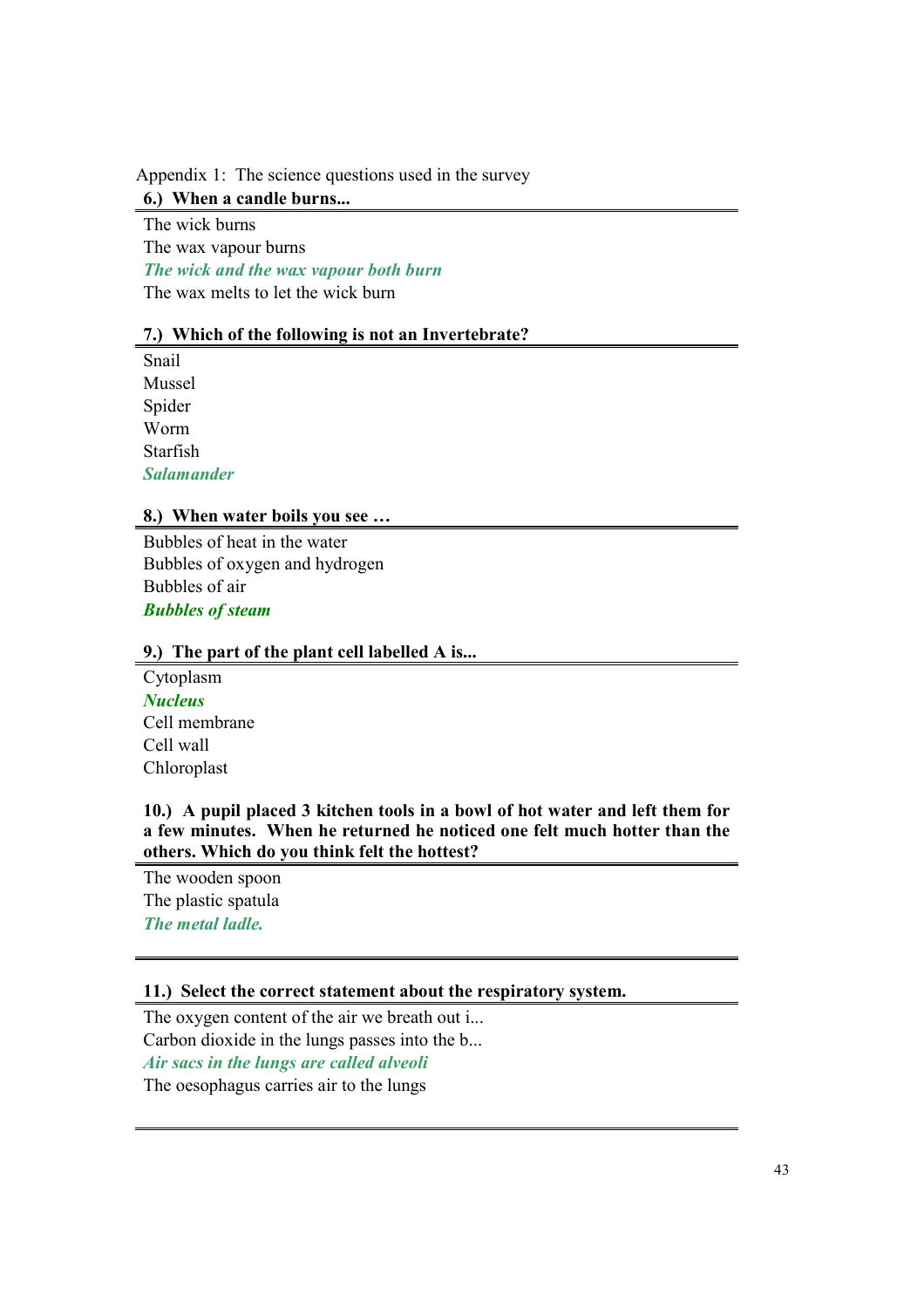Appendix 1: The science questions used in the survey

**6.) When a candle burns...**

The wick burns
The wax vapour burns
***The wick and the wax vapour both burn***
The wax melts to let the wick burn

**7.) Which of the following is not an Invertebrate?**

Snail
Mussel
Spider
Worm
Starfish
***Salamander***

**8.) When water boils you see …**

Bubbles of heat in the water
Bubbles of oxygen and hydrogen
Bubbles of air
***Bubbles of steam***

**9.) The part of the plant cell labelled A is...**

Cytoplasm
***Nucleus***
Cell membrane
Cell wall
Chloroplast

**10.) A pupil placed 3 kitchen tools in a bowl of hot water and left them for a few minutes. When he returned he noticed one felt much hotter than the others. Which do you think felt the hottest?**

The wooden spoon
The plastic spatula
***The metal ladle.***

**11.) Select the correct statement about the respiratory system.**

The oxygen content of the air we breath out i...
Carbon dioxide in the lungs passes into the b...
***Air sacs in the lungs are called alveoli***
The oesophagus carries air to the lungs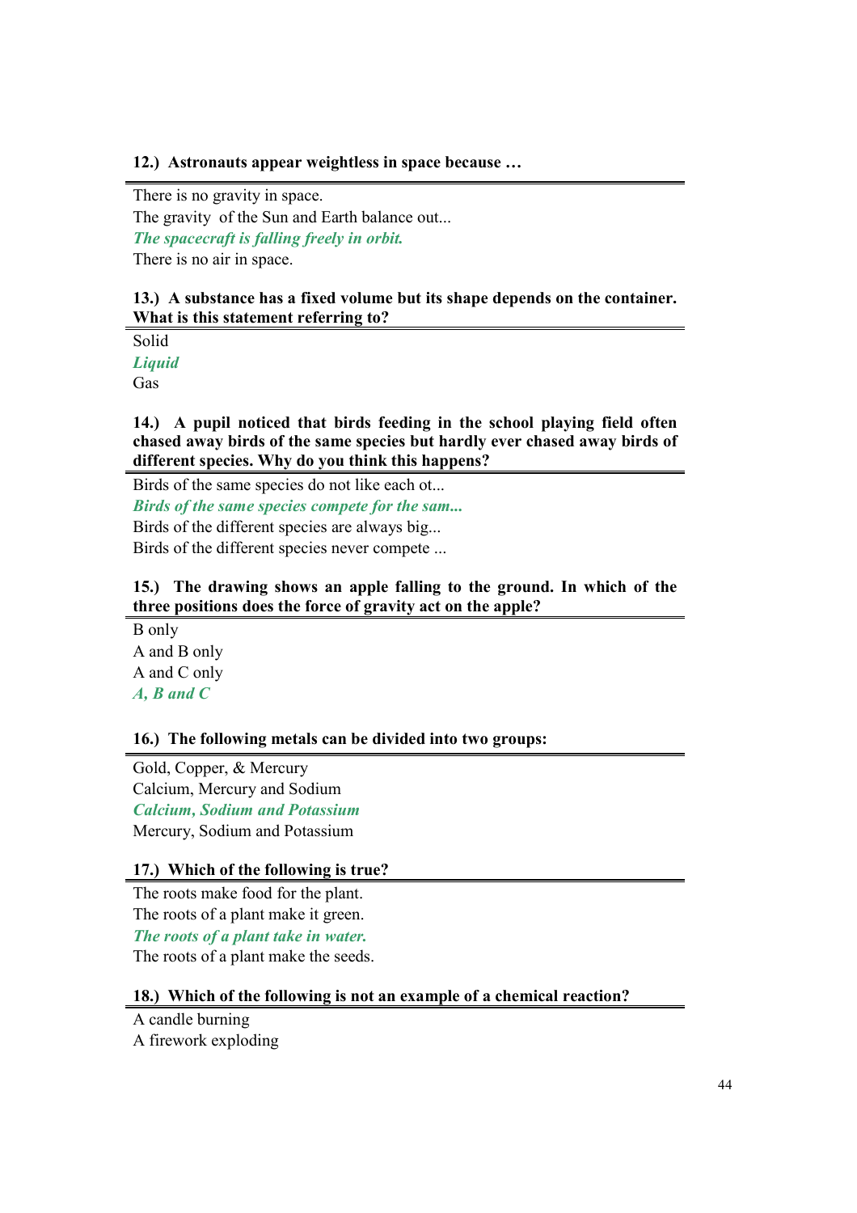**12.) Astronauts appear weightless in space because …**

There is no gravity in space.
The gravity of the Sun and Earth balance out...
***The spacecraft is falling freely in orbit.***
There is no air in space.

**13.) A substance has a fixed volume but its shape depends on the container. What is this statement referring to?**

Solid
***Liquid***
Gas

**14.) A pupil noticed that birds feeding in the school playing field often chased away birds of the same species but hardly ever chased away birds of different species. Why do you think this happens?**

Birds of the same species do not like each ot...
***Birds of the same species compete for the sam...***
Birds of the different species are always big...
Birds of the different species never compete ...

**15.) The drawing shows an apple falling to the ground. In which of the three positions does the force of gravity act on the apple?**

B only
A and B only
A and C only
***A, B and C***

**16.) The following metals can be divided into two groups:**

Gold, Copper, & Mercury
Calcium, Mercury and Sodium
***Calcium, Sodium and Potassium***
Mercury, Sodium and Potassium

**17.) Which of the following is true?**

The roots make food for the plant.
The roots of a plant make it green.
***The roots of a plant take in water.***
The roots of a plant make the seeds.

**18.) Which of the following is not an example of a chemical reaction?**

A candle burning
A firework exploding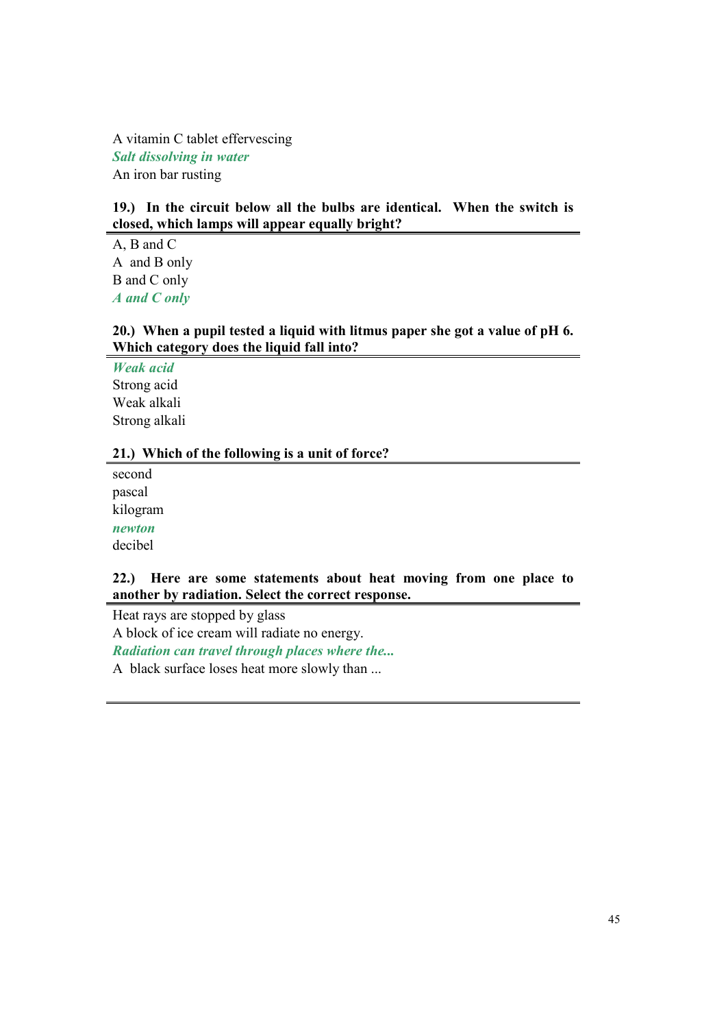A vitamin C tablet effervescing

***Salt dissolving in water***

An iron bar rusting

**19.) In the circuit below all the bulbs are identical. When the switch is closed, which lamps will appear equally bright?**

A, B and C

A and B only

B and C only

***A and C only***

**20.) When a pupil tested a liquid with litmus paper she got a value of pH 6. Which category does the liquid fall into?**

***Weak acid***

Strong acid

Weak alkali

Strong alkali

**21.) Which of the following is a unit of force?**

second

pascal

kilogram

***newton***

decibel

**22.) Here are some statements about heat moving from one place to another by radiation. Select the correct response.**

Heat rays are stopped by glass

A block of ice cream will radiate no energy.

***Radiation can travel through places where the...***

A black surface loses heat more slowly than ...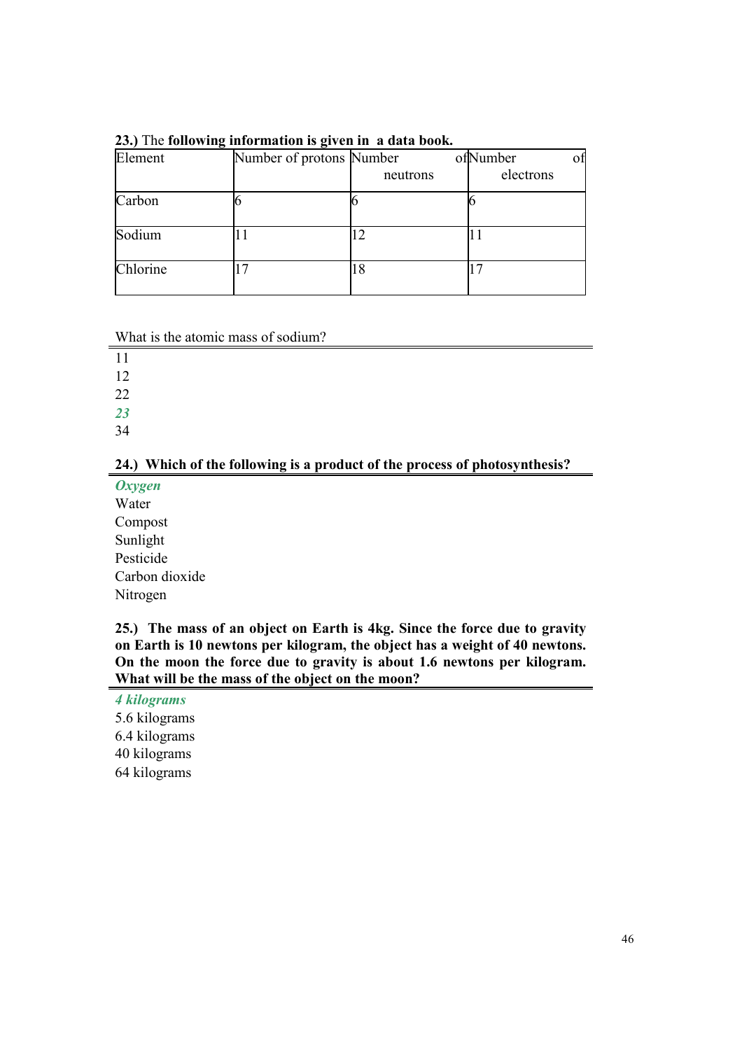**23.)** The **following information is given in a data book.**

| Element | Number of protons | Number of neutrons | Number of electrons |
|---|---|---|---|
| Carbon | 6 | 6 | 6 |
| Sodium | 11 | 12 | 11 |
| Chlorine | 17 | 18 | 17 |

What is the atomic mass of sodium?

11
12
22
***23***
34

**24.) Which of the following is a product of the process of photosynthesis?**

***Oxygen***
Water
Compost
Sunlight
Pesticide
Carbon dioxide
Nitrogen

**25.) The mass of an object on Earth is 4kg. Since the force due to gravity on Earth is 10 newtons per kilogram, the object has a weight of 40 newtons. On the moon the force due to gravity is about 1.6 newtons per kilogram. What will be the mass of the object on the moon?**

***4 kilograms***
5.6 kilograms
6.4 kilograms
40 kilograms
64 kilograms